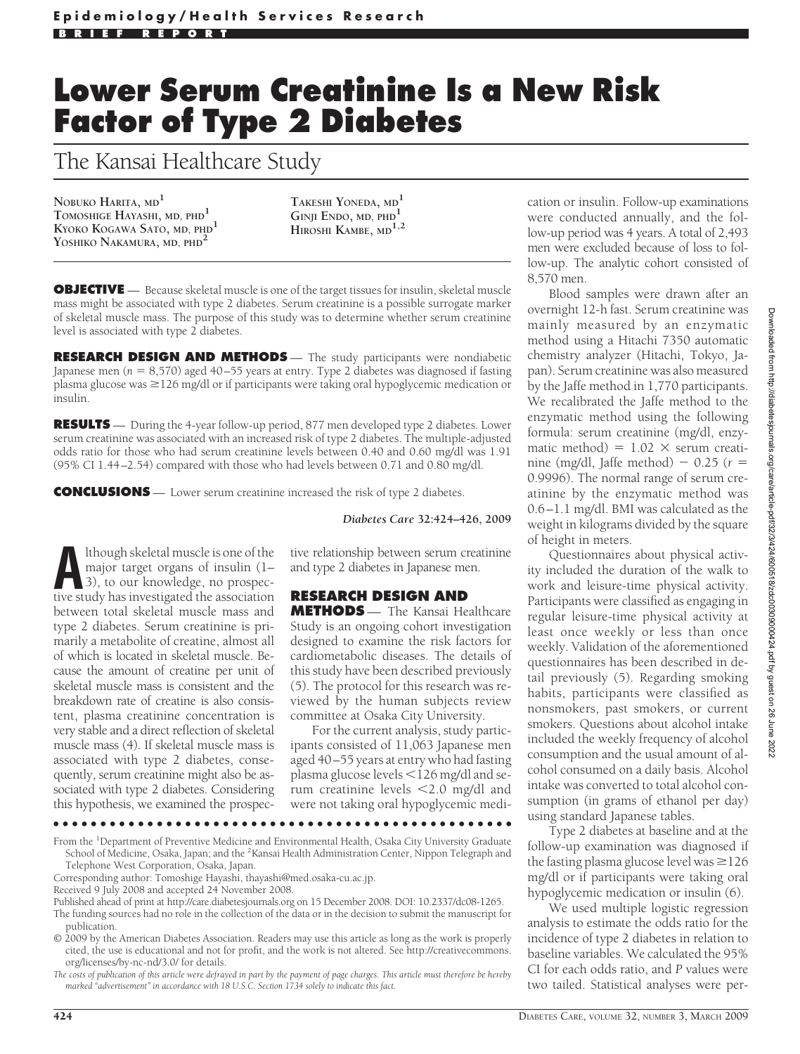**Epidemiology/Health Services Research**

**BRIEF REPORT**

# Lower Serum Creatinine Is a New Risk Factor of Type 2 Diabetes

## The Kansai Healthcare Study

**NOBUKO HARITA, MD**[1]
**TOMOSHIGE HAYASHI, MD, PHD**[1]
**KYOKO KOGAWA SATO, MD, PHD**[1]
**YOSHIKO NAKAMURA, MD, PHD**[2]
**TAKESHI YONEDA, MD**[1]
**GINJI ENDO, MD, PHD**[1]
**HIROSHI KAMBE, MD**[1,2]

**OBJECTIVE** — Because skeletal muscle is one of the target tissues for insulin, skeletal muscle mass might be associated with type 2 diabetes. Serum creatinine is a possible surrogate marker of skeletal muscle mass. The purpose of this study was to determine whether serum creatinine level is associated with type 2 diabetes.

**RESEARCH DESIGN AND METHODS** — The study participants were nondiabetic Japanese men ($n = 8{,}570$) aged 40–55 years at entry. Type 2 diabetes was diagnosed if fasting plasma glucose was ≥126 mg/dl or if participants were taking oral hypoglycemic medication or insulin.

**RESULTS** — During the 4-year follow-up period, 877 men developed type 2 diabetes. Lower serum creatinine was associated with an increased risk of type 2 diabetes. The multiple-adjusted odds ratio for those who had serum creatinine levels between 0.40 and 0.60 mg/dl was 1.91 (95% CI 1.44–2.54) compared with those who had levels between 0.71 and 0.80 mg/dl.

**CONCLUSIONS** — Lower serum creatinine increased the risk of type 2 diabetes.

*Diabetes Care* **32:424–426, 2009**

Although skeletal muscle is one of the major target organs of insulin (1–3), to our knowledge, no prospective study has investigated the association between total skeletal muscle mass and type 2 diabetes. Serum creatinine is primarily a metabolite of creatine, almost all of which is located in skeletal muscle. Because the amount of creatine per unit of skeletal muscle mass is consistent and the breakdown rate of creatine is also consistent, plasma creatinine concentration is very stable and a direct reflection of skeletal muscle mass (4). If skeletal muscle mass is associated with type 2 diabetes, consequently, serum creatinine might also be associated with type 2 diabetes. Considering this hypothesis, we examined the prospective relationship between serum creatinine and type 2 diabetes in Japanese men.

## RESEARCH DESIGN AND METHODS

The Kansai Healthcare Study is an ongoing cohort investigation designed to examine the risk factors for cardiometabolic diseases. The details of this study have been described previously (5). The protocol for this research was reviewed by the human subjects review committee at Osaka City University.

For the current analysis, study participants consisted of 11,063 Japanese men aged 40–55 years at entry who had fasting plasma glucose levels <126 mg/dl and serum creatinine levels <2.0 mg/dl and were not taking oral hypoglycemic medication or insulin. Follow-up examinations were conducted annually, and the follow-up period was 4 years. A total of 2,493 men were excluded because of loss to follow-up. The analytic cohort consisted of 8,570 men.

Blood samples were drawn after an overnight 12-h fast. Serum creatinine was mainly measured by an enzymatic method using a Hitachi 7350 automatic chemistry analyzer (Hitachi, Tokyo, Japan). Serum creatinine was also measured by the Jaffe method in 1,770 participants. We recalibrated the Jaffe method to the enzymatic method using the following formula: serum creatinine (mg/dl, enzymatic method) = 1.02 × serum creatinine (mg/dl, Jaffe method) − 0.25 ($r = 0.9996$). The normal range of serum creatinine by the enzymatic method was 0.6–1.1 mg/dl. BMI was calculated as the weight in kilograms divided by the square of height in meters.

Questionnaires about physical activity included the duration of the walk to work and leisure-time physical activity. Participants were classified as engaging in regular leisure-time physical activity at least once weekly or less than once weekly. Validation of the aforementioned questionnaires has been described in detail previously (5). Regarding smoking habits, participants were classified as nonsmokers, past smokers, or current smokers. Questions about alcohol intake included the weekly frequency of alcohol consumption and the usual amount of alcohol consumed on a daily basis. Alcohol intake was converted to total alcohol consumption (in grams of ethanol per day) using standard Japanese tables.

Type 2 diabetes at baseline and at the follow-up examination was diagnosed if the fasting plasma glucose level was ≥126 mg/dl or if participants were taking oral hypoglycemic medication or insulin (6).

We used multiple logistic regression analysis to estimate the odds ratio for the incidence of type 2 diabetes in relation to baseline variables. We calculated the 95% CI for each odds ratio, and $P$ values were two tailed. Statistical analyses were per-

From the [1]Department of Preventive Medicine and Environmental Health, Osaka City University Graduate School of Medicine, Osaka, Japan; and the [2]Kansai Health Administration Center, Nippon Telegraph and Telephone West Corporation, Osaka, Japan.

Corresponding author: Tomoshige Hayashi, thayashi@med.osaka-cu.ac.jp.

Received 9 July 2008 and accepted 24 November 2008.

Published ahead of print at http://care.diabetesjournals.org on 15 December 2008. DOI: 10.2337/dc08-1265.

The funding sources had no role in the collection of the data or in the decision to submit the manuscript for publication.

© 2009 by the American Diabetes Association. Readers may use this article as long as the work is properly cited, the use is educational and not for profit, and the work is not altered. See http://creativecommons.org/licenses/by-nc-nd/3.0/ for details.

*The costs of publication of this article were defrayed in part by the payment of page charges. This article must therefore be hereby marked "advertisement" in accordance with 18 U.S.C. Section 1734 solely to indicate this fact.*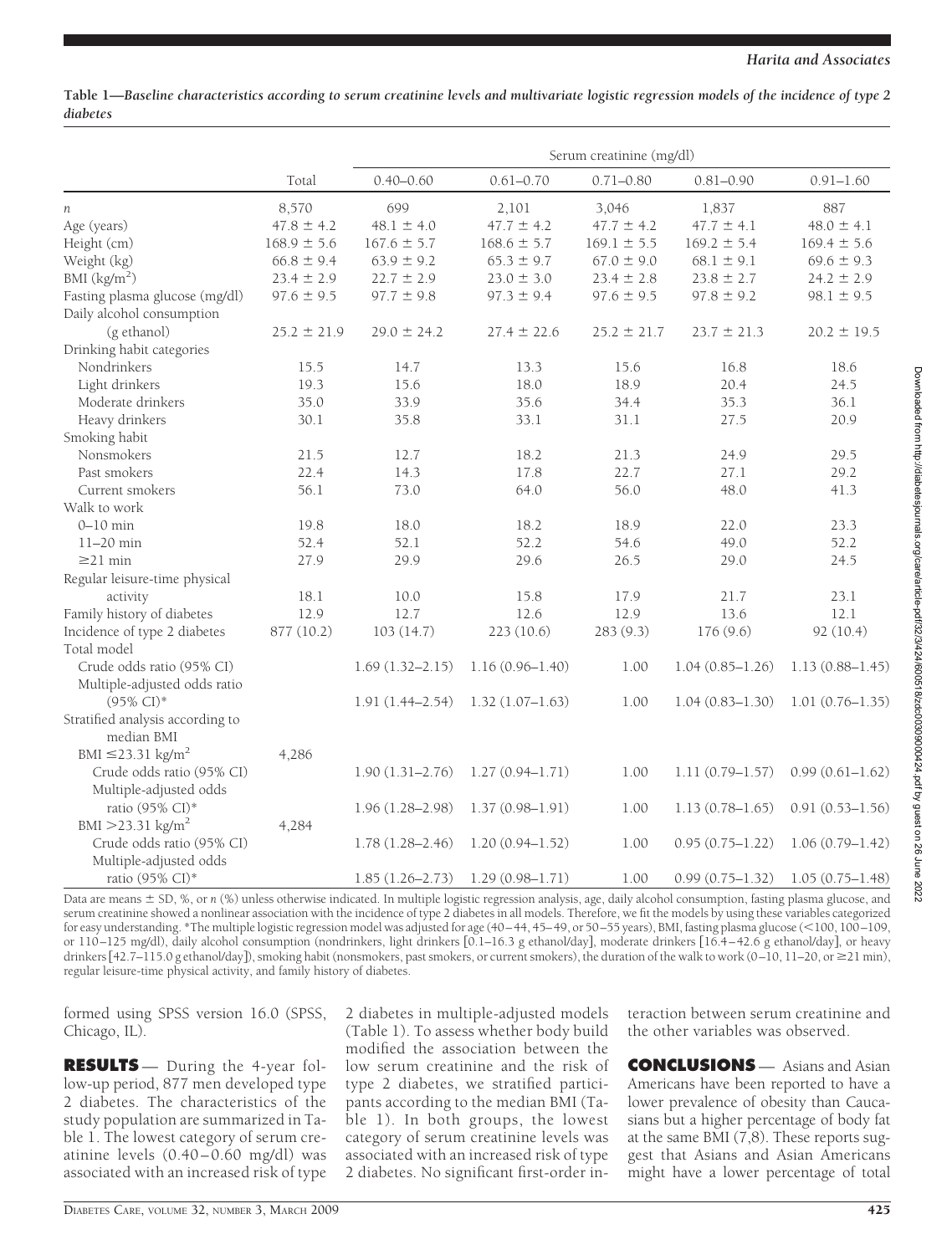**Table 1—Baseline characteristics according to serum creatinine levels and multivariate logistic regression models of the incidence of type 2 diabetes**

| | Total | Serum creatinine (mg/dl) | | | | |
|---|---|---|---|---|---|---|
| | | 0.40–0.60 | 0.61–0.70 | 0.71–0.80 | 0.81–0.90 | 0.91–1.60 |
| $n$ | 8,570 | 699 | 2,101 | 3,046 | 1,837 | 887 |
| Age (years) | 47.8 ± 4.2 | 48.1 ± 4.0 | 47.7 ± 4.2 | 47.7 ± 4.2 | 47.7 ± 4.1 | 48.0 ± 4.1 |
| Height (cm) | 168.9 ± 5.6 | 167.6 ± 5.7 | 168.6 ± 5.7 | 169.1 ± 5.5 | 169.2 ± 5.4 | 169.4 ± 5.6 |
| Weight (kg) | 66.8 ± 9.4 | 63.9 ± 9.2 | 65.3 ± 9.7 | 67.0 ± 9.0 | 68.1 ± 9.1 | 69.6 ± 9.3 |
| BMI (kg/m$^2$) | 23.4 ± 2.9 | 22.7 ± 2.9 | 23.0 ± 3.0 | 23.4 ± 2.8 | 23.8 ± 2.7 | 24.2 ± 2.9 |
| Fasting plasma glucose (mg/dl) | 97.6 ± 9.5 | 97.7 ± 9.8 | 97.3 ± 9.4 | 97.6 ± 9.5 | 97.8 ± 9.2 | 98.1 ± 9.5 |
| Daily alcohol consumption (g ethanol) | 25.2 ± 21.9 | 29.0 ± 24.2 | 27.4 ± 22.6 | 25.2 ± 21.7 | 23.7 ± 21.3 | 20.2 ± 19.5 |
| Drinking habit categories | | | | | | |
| Nondrinkers | 15.5 | 14.7 | 13.3 | 15.6 | 16.8 | 18.6 |
| Light drinkers | 19.3 | 15.6 | 18.0 | 18.9 | 20.4 | 24.5 |
| Moderate drinkers | 35.0 | 33.9 | 35.6 | 34.4 | 35.3 | 36.1 |
| Heavy drinkers | 30.1 | 35.8 | 33.1 | 31.1 | 27.5 | 20.9 |
| Smoking habit | | | | | | |
| Nonsmokers | 21.5 | 12.7 | 18.2 | 21.3 | 24.9 | 29.5 |
| Past smokers | 22.4 | 14.3 | 17.8 | 22.7 | 27.1 | 29.2 |
| Current smokers | 56.1 | 73.0 | 64.0 | 56.0 | 48.0 | 41.3 |
| Walk to work | | | | | | |
| 0–10 min | 19.8 | 18.0 | 18.2 | 18.9 | 22.0 | 23.3 |
| 11–20 min | 52.4 | 52.1 | 52.2 | 54.6 | 49.0 | 52.2 |
| ≥21 min | 27.9 | 29.9 | 29.6 | 26.5 | 29.0 | 24.5 |
| Regular leisure-time physical activity | 18.1 | 10.0 | 15.8 | 17.9 | 21.7 | 23.1 |
| Family history of diabetes | 12.9 | 12.7 | 12.6 | 12.9 | 13.6 | 12.1 |
| Incidence of type 2 diabetes | 877 (10.2) | 103 (14.7) | 223 (10.6) | 283 (9.3) | 176 (9.6) | 92 (10.4) |
| Total model | | | | | | |
| Crude odds ratio (95% CI) | | 1.69 (1.32–2.15) | 1.16 (0.96–1.40) | 1.00 | 1.04 (0.85–1.26) | 1.13 (0.88–1.45) |
| Multiple-adjusted odds ratio (95% CI)* | | 1.91 (1.44–2.54) | 1.32 (1.07–1.63) | 1.00 | 1.04 (0.83–1.30) | 1.01 (0.76–1.35) |
| Stratified analysis according to median BMI | | | | | | |
| BMI ≤23.31 kg/m$^2$ | 4,286 | | | | | |
| Crude odds ratio (95% CI) | | 1.90 (1.31–2.76) | 1.27 (0.94–1.71) | 1.00 | 1.11 (0.79–1.57) | 0.99 (0.61–1.62) |
| Multiple-adjusted odds ratio (95% CI)* | | 1.96 (1.28–2.98) | 1.37 (0.98–1.91) | 1.00 | 1.13 (0.78–1.65) | 0.91 (0.53–1.56) |
| BMI >23.31 kg/m$^2$ | 4,284 | | | | | |
| Crude odds ratio (95% CI) | | 1.78 (1.28–2.46) | 1.20 (0.94–1.52) | 1.00 | 0.95 (0.75–1.22) | 1.06 (0.79–1.42) |
| Multiple-adjusted odds ratio (95% CI)* | | 1.85 (1.26–2.73) | 1.29 (0.98–1.71) | 1.00 | 0.99 (0.75–1.32) | 1.05 (0.75–1.48) |

Data are means ± SD, %, or $n$ (%) unless otherwise indicated. In multiple logistic regression analysis, age, daily alcohol consumption, fasting plasma glucose, and serum creatinine showed a nonlinear association with the incidence of type 2 diabetes in all models. Therefore, we fit the models by using these variables categorized for easy understanding. *The multiple logistic regression model was adjusted for age (40–44, 45–49, or 50–55 years), BMI, fasting plasma glucose (<100, 100–109, or 110–125 mg/dl), daily alcohol consumption (nondrinkers, light drinkers [0.1–16.3 g ethanol/day], moderate drinkers [16.4–42.6 g ethanol/day], or heavy drinkers [42.7–115.0 g ethanol/day]), smoking habit (nonsmokers, past smokers, or current smokers), the duration of the walk to work (0–10, 11–20, or ≥21 min), regular leisure-time physical activity, and family history of diabetes.

formed using SPSS version 16.0 (SPSS, Chicago, IL).

## RESULTS

During the 4-year follow-up period, 877 men developed type 2 diabetes. The characteristics of the study population are summarized in Table 1. The lowest category of serum creatinine levels (0.40–0.60 mg/dl) was associated with an increased risk of type 2 diabetes in multiple-adjusted models (Table 1). To assess whether body build modified the association between the low serum creatinine and the risk of type 2 diabetes, we stratified participants according to the median BMI (Table 1). In both groups, the lowest category of serum creatinine levels was associated with an increased risk of type 2 diabetes. No significant first-order interaction between serum creatinine and the other variables was observed.

## CONCLUSIONS

Asians and Asian Americans have been reported to have a lower prevalence of obesity than Caucasians but a higher percentage of body fat at the same BMI (7,8). These reports suggest that Asians and Asian Americans might have a lower percentage of total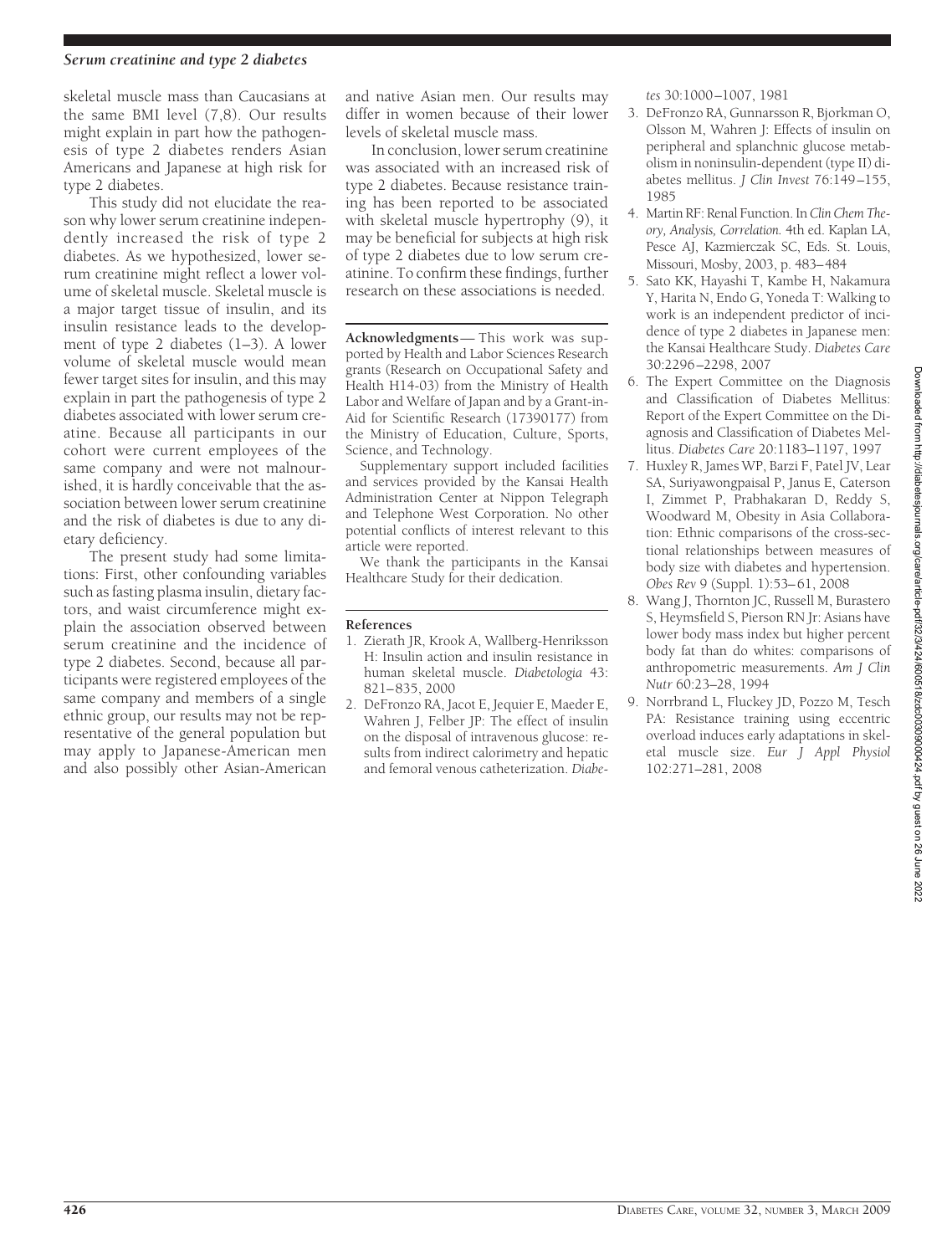skeletal muscle mass than Caucasians at the same BMI level (7,8). Our results might explain in part how the pathogenesis of type 2 diabetes renders Asian Americans and Japanese at high risk for type 2 diabetes.

This study did not elucidate the reason why lower serum creatinine independently increased the risk of type 2 diabetes. As we hypothesized, lower serum creatinine might reflect a lower volume of skeletal muscle. Skeletal muscle is a major target tissue of insulin, and its insulin resistance leads to the development of type 2 diabetes (1–3). A lower volume of skeletal muscle would mean fewer target sites for insulin, and this may explain in part the pathogenesis of type 2 diabetes associated with lower serum creatine. Because all participants in our cohort were current employees of the same company and were not malnourished, it is hardly conceivable that the association between lower serum creatinine and the risk of diabetes is due to any dietary deficiency.

The present study had some limitations: First, other confounding variables such as fasting plasma insulin, dietary factors, and waist circumference might explain the association observed between serum creatinine and the incidence of type 2 diabetes. Second, because all participants were registered employees of the same company and members of a single ethnic group, our results may not be representative of the general population but may apply to Japanese-American men and also possibly other Asian-American and native Asian men. Our results may differ in women because of their lower levels of skeletal muscle mass.

In conclusion, lower serum creatinine was associated with an increased risk of type 2 diabetes. Because resistance training has been reported to be associated with skeletal muscle hypertrophy (9), it may be beneficial for subjects at high risk of type 2 diabetes due to low serum creatinine. To confirm these findings, further research on these associations is needed.

**Acknowledgments**— This work was supported by Health and Labor Sciences Research grants (Research on Occupational Safety and Health H14-03) from the Ministry of Health Labor and Welfare of Japan and by a Grant-in-Aid for Scientific Research (17390177) from the Ministry of Education, Culture, Sports, Science, and Technology.

Supplementary support included facilities and services provided by the Kansai Health Administration Center at Nippon Telegraph and Telephone West Corporation. No other potential conflicts of interest relevant to this article were reported.

We thank the participants in the Kansai Healthcare Study for their dedication.

## References

1. Zierath JR, Krook A, Wallberg-Henriksson H: Insulin action and insulin resistance in human skeletal muscle. *Diabetologia* 43: 821–835, 2000
2. DeFronzo RA, Jacot E, Jequier E, Maeder E, Wahren J, Felber JP: The effect of insulin on the disposal of intravenous glucose: results from indirect calorimetry and hepatic and femoral venous catheterization. *Diabetes* 30:1000–1007, 1981
3. DeFronzo RA, Gunnarsson R, Bjorkman O, Olsson M, Wahren J: Effects of insulin on peripheral and splanchnic glucose metabolism in noninsulin-dependent (type II) diabetes mellitus. *J Clin Invest* 76:149–155, 1985
4. Martin RF: Renal Function. In *Clin Chem Theory, Analysis, Correlation.* 4th ed. Kaplan LA, Pesce AJ, Kazmierczak SC, Eds. St. Louis, Missouri, Mosby, 2003, p. 483–484
5. Sato KK, Hayashi T, Kambe H, Nakamura Y, Harita N, Endo G, Yoneda T: Walking to work is an independent predictor of incidence of type 2 diabetes in Japanese men: the Kansai Healthcare Study. *Diabetes Care* 30:2296–2298, 2007
6. The Expert Committee on the Diagnosis and Classification of Diabetes Mellitus: Report of the Expert Committee on the Diagnosis and Classification of Diabetes Mellitus. *Diabetes Care* 20:1183–1197, 1997
7. Huxley R, James WP, Barzi F, Patel JV, Lear SA, Suriyawongpaisal P, Janus E, Caterson I, Zimmet P, Prabhakaran D, Reddy S, Woodward M, Obesity in Asia Collaboration: Ethnic comparisons of the cross-sectional relationships between measures of body size with diabetes and hypertension. *Obes Rev* 9 (Suppl. 1):53–61, 2008
8. Wang J, Thornton JC, Russell M, Burastero S, Heymsfield S, Pierson RN Jr: Asians have lower body mass index but higher percent body fat than do whites: comparisons of anthropometric measurements. *Am J Clin Nutr* 60:23–28, 1994
9. Norrbrand L, Fluckey JD, Pozzo M, Tesch PA: Resistance training using eccentric overload induces early adaptations in skeletal muscle size. *Eur J Appl Physiol* 102:271–281, 2008